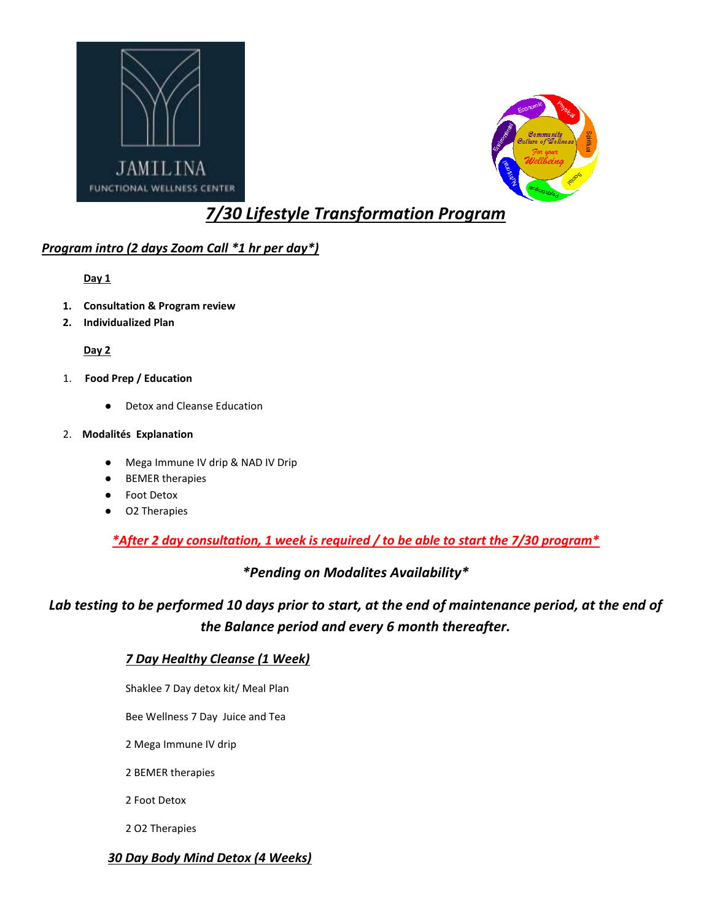# *7/30 Lifestyle Transformation Program*

## *Program intro (2 days Zoom Call *1 hr per day*)*

**Day 1**

1. **Consultation & Program review**
2. **Individualized Plan**

**Day 2**

1. **Food Prep / Education**
   - Detox and Cleanse Education
2. **Modalités Explanation**
   - Mega Immune IV drip & NAD IV Drip
   - BEMER therapies
   - Foot Detox
   - O2 Therapies

***After 2 day consultation, 1 week is required / to be able to start the 7/30 program***

***Pending on Modalites Availability***

***Lab testing to be performed 10 days prior to start, at the end of maintenance period, at the end of the Balance period and every 6 month thereafter.***

### *7 Day Healthy Cleanse (1 Week)*

Shaklee 7 Day detox kit/ Meal Plan

Bee Wellness 7 Day Juice and Tea

2 Mega Immune IV drip

2 BEMER therapies

2 Foot Detox

2 O2 Therapies

### *30 Day Body Mind Detox (4 Weeks)*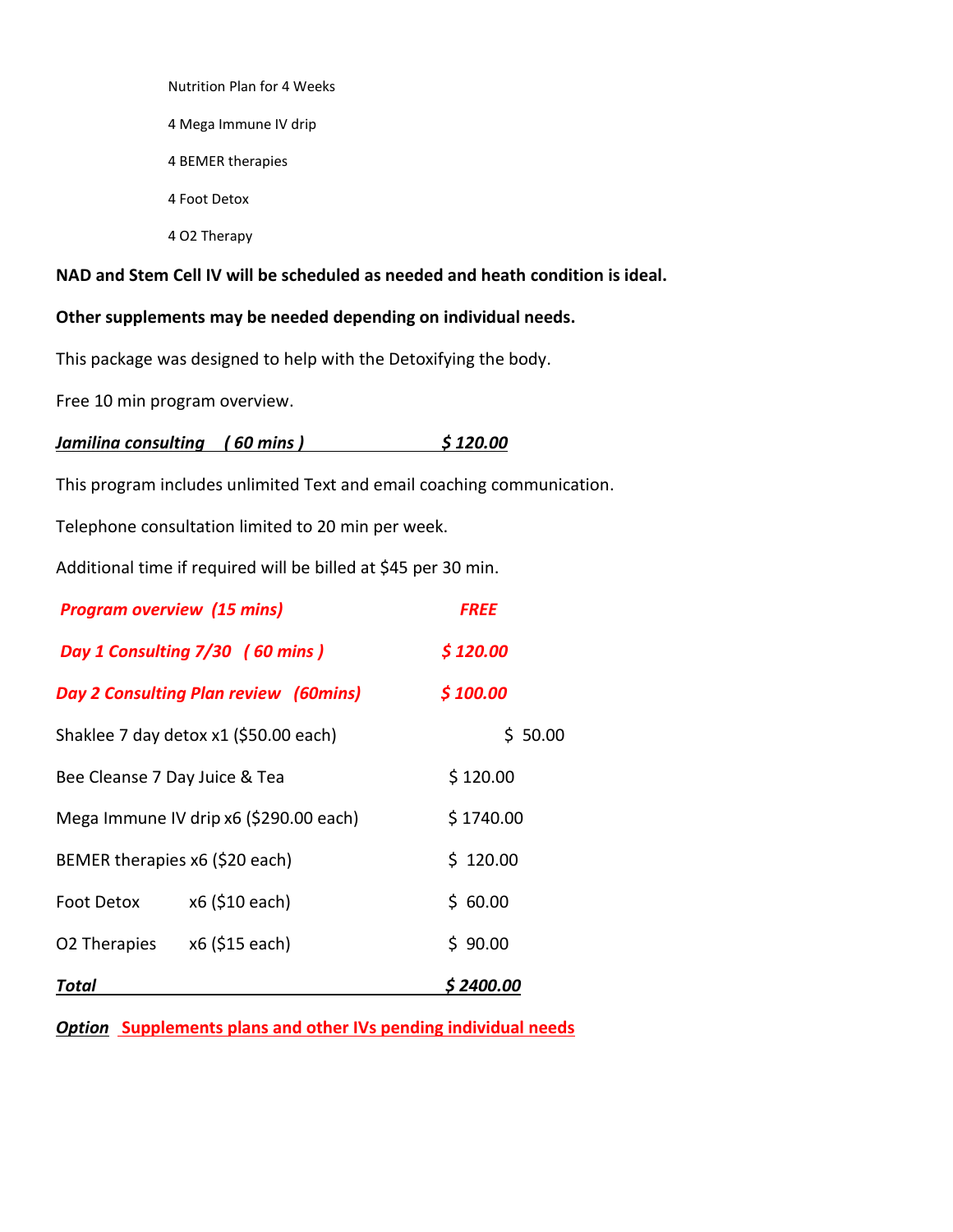Nutrition Plan for 4 Weeks

4 Mega Immune IV drip

4 BEMER therapies

4 Foot Detox

4 O2 Therapy

**NAD and Stem Cell IV will be scheduled as needed and heath condition is ideal.**

**Other supplements may be needed depending on individual needs.**

This package was designed to help with the Detoxifying the body.

Free 10 min program overview.

***Jamilina consulting ( 60 mins ) $ 120.00***

This program includes unlimited Text and email coaching communication.

Telephone consultation limited to 20 min per week.

Additional time if required will be billed at $45 per 30 min.

| | |
|---|---|
| ***Program overview (15 mins)*** | ***FREE*** |
| ***Day 1 Consulting 7/30 ( 60 mins )*** | ***$ 120.00*** |
| ***Day 2 Consulting Plan review (60mins)*** | ***$ 100.00*** |
| Shaklee 7 day detox x1 ($50.00 each) | $ 50.00 |
| Bee Cleanse 7 Day Juice & Tea | $ 120.00 |
| Mega Immune IV drip x6 ($290.00 each) | $ 1740.00 |
| BEMER therapies x6 ($20 each) | $ 120.00 |
| Foot Detox x6 ($10 each) | $ 60.00 |
| O2 Therapies x6 ($15 each) | $ 90.00 |
| ***Total*** | ***$ 2400.00*** |

***Option*** **Supplements plans and other IVs pending individual needs**